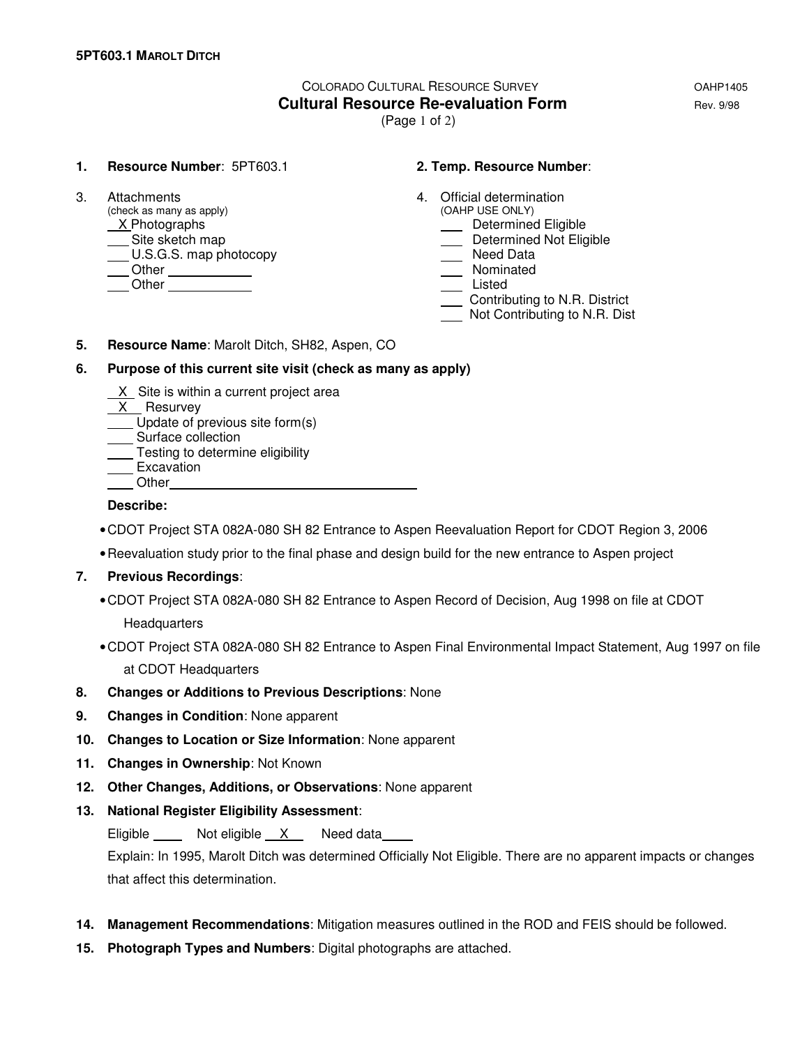**5PT603.1 MAROLT DITCH**

COLORADO CULTURAL RESOURCE SURVEY

OAHP1405

# Cultural Resource Re-evaluation Form

Rev. 9/98

**1. Resource Number**: 5PT603.1

**2. Temp. Resource Number**:

3. Attachments
(check as many as apply)
- X Photographs
- ___ Site sketch map
- ___ U.S.G.S. map photocopy
- ___ Other ___________
- ___ Other ___________

4. Official determination
(OAHP USE ONLY)
- ___ Determined Eligible
- ___ Determined Not Eligible
- ___ Need Data
- ___ Nominated
- ___ Listed
- ___ Contributing to N.R. District
- ___ Not Contributing to N.R. Dist

**5. Resource Name**: Marolt Ditch, SH82, Aspen, CO

**6. Purpose of this current site visit (check as many as apply)**

- X Site is within a current project area
- X Resurvey
- ___ Update of previous site form(s)
- ___ Surface collection
- ___ Testing to determine eligibility
- ___ Excavation
- ___ Other_______________________________

**Describe:**

- CDOT Project STA 082A-080 SH 82 Entrance to Aspen Reevaluation Report for CDOT Region 3, 2006
- Reevaluation study prior to the final phase and design build for the new entrance to Aspen project

**7. Previous Recordings**:

- CDOT Project STA 082A-080 SH 82 Entrance to Aspen Record of Decision, Aug 1998 on file at CDOT Headquarters
- CDOT Project STA 082A-080 SH 82 Entrance to Aspen Final Environmental Impact Statement, Aug 1997 on file at CDOT Headquarters

**8. Changes or Additions to Previous Descriptions**: None

**9. Changes in Condition**: None apparent

**10. Changes to Location or Size Information**: None apparent

**11. Changes in Ownership**: Not Known

**12. Other Changes, Additions, or Observations**: None apparent

**13. National Register Eligibility Assessment**:

Eligible ____ Not eligible X Need data ____

Explain: In 1995, Marolt Ditch was determined Officially Not Eligible. There are no apparent impacts or changes that affect this determination.

**14. Management Recommendations**: Mitigation measures outlined in the ROD and FEIS should be followed.

**15. Photograph Types and Numbers**: Digital photographs are attached.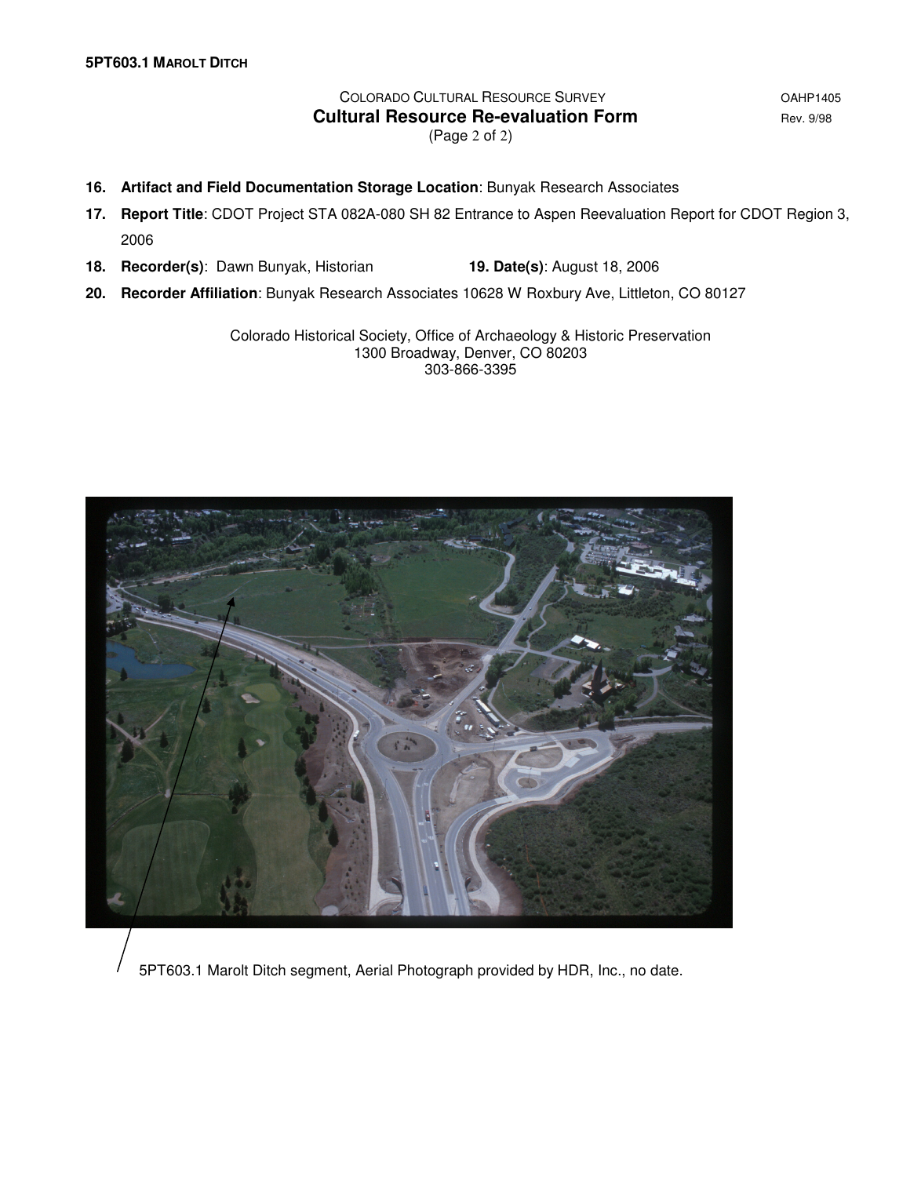**5PT603.1 MAROLT DITCH**

COLORADO CULTURAL RESOURCE SURVEY OAHP1405
**Cultural Resource Re-evaluation Form** Rev. 9/98
(Page 2 of 2)

16. **Artifact and Field Documentation Storage Location**: Bunyak Research Associates
17. **Report Title**: CDOT Project STA 082A-080 SH 82 Entrance to Aspen Reevaluation Report for CDOT Region 3, 2006
18. **Recorder(s)**: Dawn Bunyak, Historian
19. **Date(s)**: August 18, 2006
20. **Recorder Affiliation**: Bunyak Research Associates 10628 W Roxbury Ave, Littleton, CO 80127

Colorado Historical Society, Office of Archaeology & Historic Preservation
1300 Broadway, Denver, CO 80203
303-866-3395

5PT603.1 Marolt Ditch segment, Aerial Photograph provided by HDR, Inc., no date.